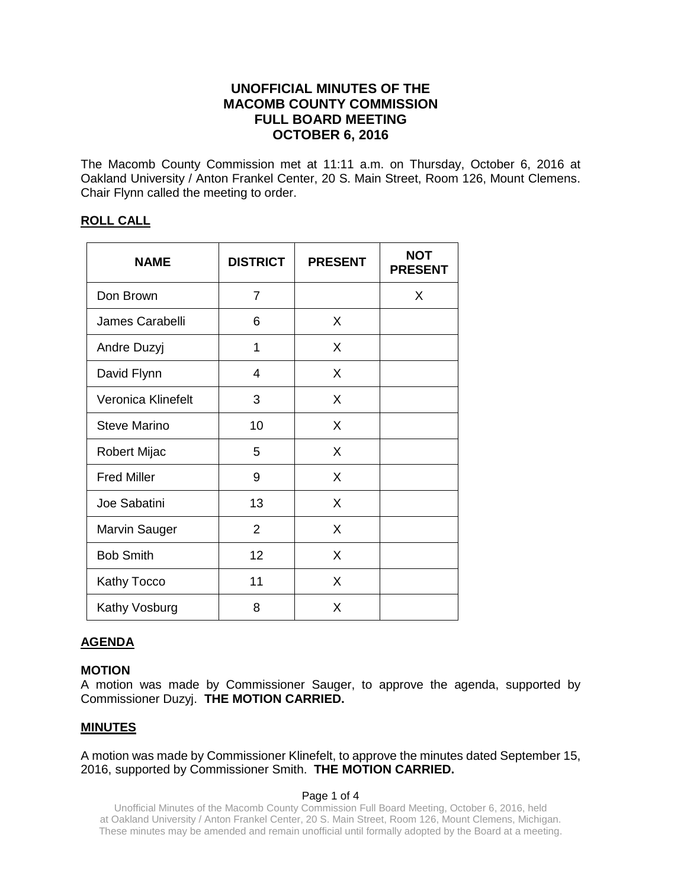# UNOFFICIAL MINUTES OF THE MACOMB COUNTY COMMISSION FULL BOARD MEETING OCTOBER 6, 2016

The Macomb County Commission met at 11:11 a.m. on Thursday, October 6, 2016 at Oakland University / Anton Frankel Center, 20 S. Main Street, Room 126, Mount Clemens. Chair Flynn called the meeting to order.

## ROLL CALL

| NAME | DISTRICT | PRESENT | NOT PRESENT |
|---|---|---|---|
| Don Brown | 7 | | X |
| James Carabelli | 6 | X | |
| Andre Duzyj | 1 | X | |
| David Flynn | 4 | X | |
| Veronica Klinefelt | 3 | X | |
| Steve Marino | 10 | X | |
| Robert Mijac | 5 | X | |
| Fred Miller | 9 | X | |
| Joe Sabatini | 13 | X | |
| Marvin Sauger | 2 | X | |
| Bob Smith | 12 | X | |
| Kathy Tocco | 11 | X | |
| Kathy Vosburg | 8 | X | |

## AGENDA

**MOTION**
A motion was made by Commissioner Sauger, to approve the agenda, supported by Commissioner Duzyj. **THE MOTION CARRIED.**

## MINUTES

A motion was made by Commissioner Klinefelt, to approve the minutes dated September 15, 2016, supported by Commissioner Smith. **THE MOTION CARRIED.**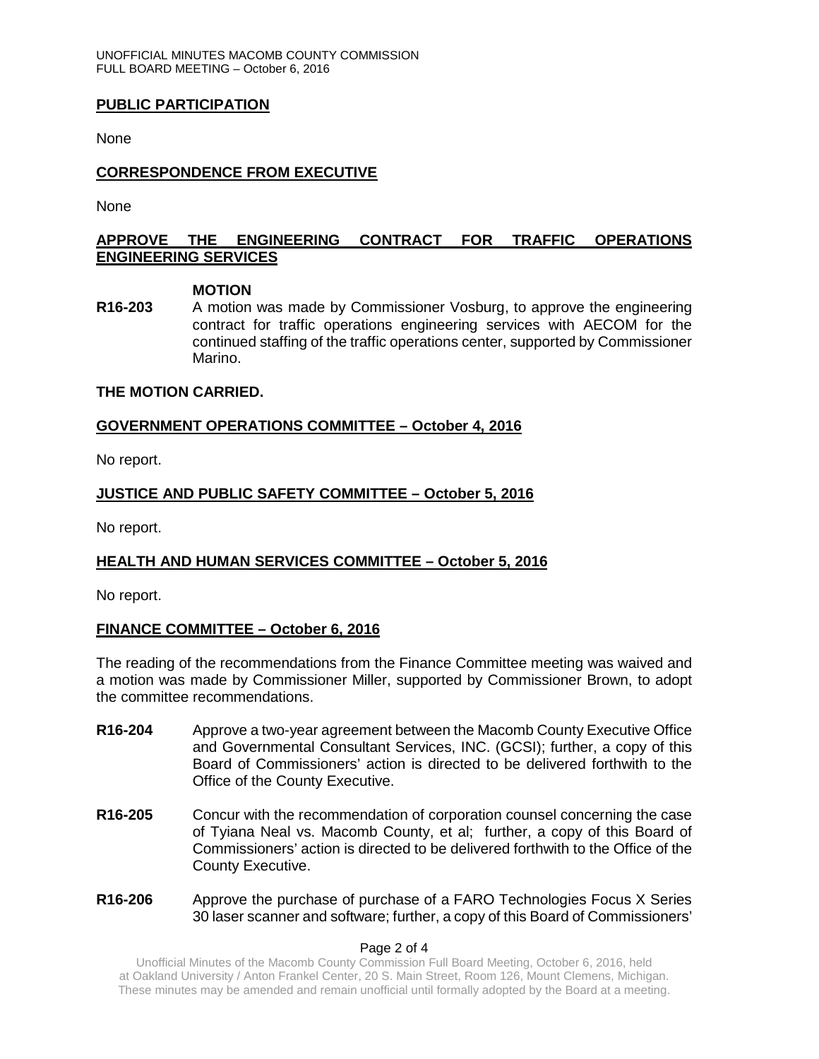## PUBLIC PARTICIPATION

None

## CORRESPONDENCE FROM EXECUTIVE

None

## APPROVE THE ENGINEERING CONTRACT FOR TRAFFIC OPERATIONS ENGINEERING SERVICES

**MOTION**

**R16-203** A motion was made by Commissioner Vosburg, to approve the engineering contract for traffic operations engineering services with AECOM for the continued staffing of the traffic operations center, supported by Commissioner Marino.

**THE MOTION CARRIED.**

## GOVERNMENT OPERATIONS COMMITTEE – October 4, 2016

No report.

## JUSTICE AND PUBLIC SAFETY COMMITTEE – October 5, 2016

No report.

## HEALTH AND HUMAN SERVICES COMMITTEE – October 5, 2016

No report.

## FINANCE COMMITTEE – October 6, 2016

The reading of the recommendations from the Finance Committee meeting was waived and a motion was made by Commissioner Miller, supported by Commissioner Brown, to adopt the committee recommendations.

**R16-204** Approve a two-year agreement between the Macomb County Executive Office and Governmental Consultant Services, INC. (GCSI); further, a copy of this Board of Commissioners' action is directed to be delivered forthwith to the Office of the County Executive.

**R16-205** Concur with the recommendation of corporation counsel concerning the case of Tyiana Neal vs. Macomb County, et al; further, a copy of this Board of Commissioners' action is directed to be delivered forthwith to the Office of the County Executive.

**R16-206** Approve the purchase of purchase of a FARO Technologies Focus X Series 30 laser scanner and software; further, a copy of this Board of Commissioners'

Unofficial Minutes of the Macomb County Commission Full Board Meeting, October 6, 2016, held at Oakland University / Anton Frankel Center, 20 S. Main Street, Room 126, Mount Clemens, Michigan. These minutes may be amended and remain unofficial until formally adopted by the Board at a meeting.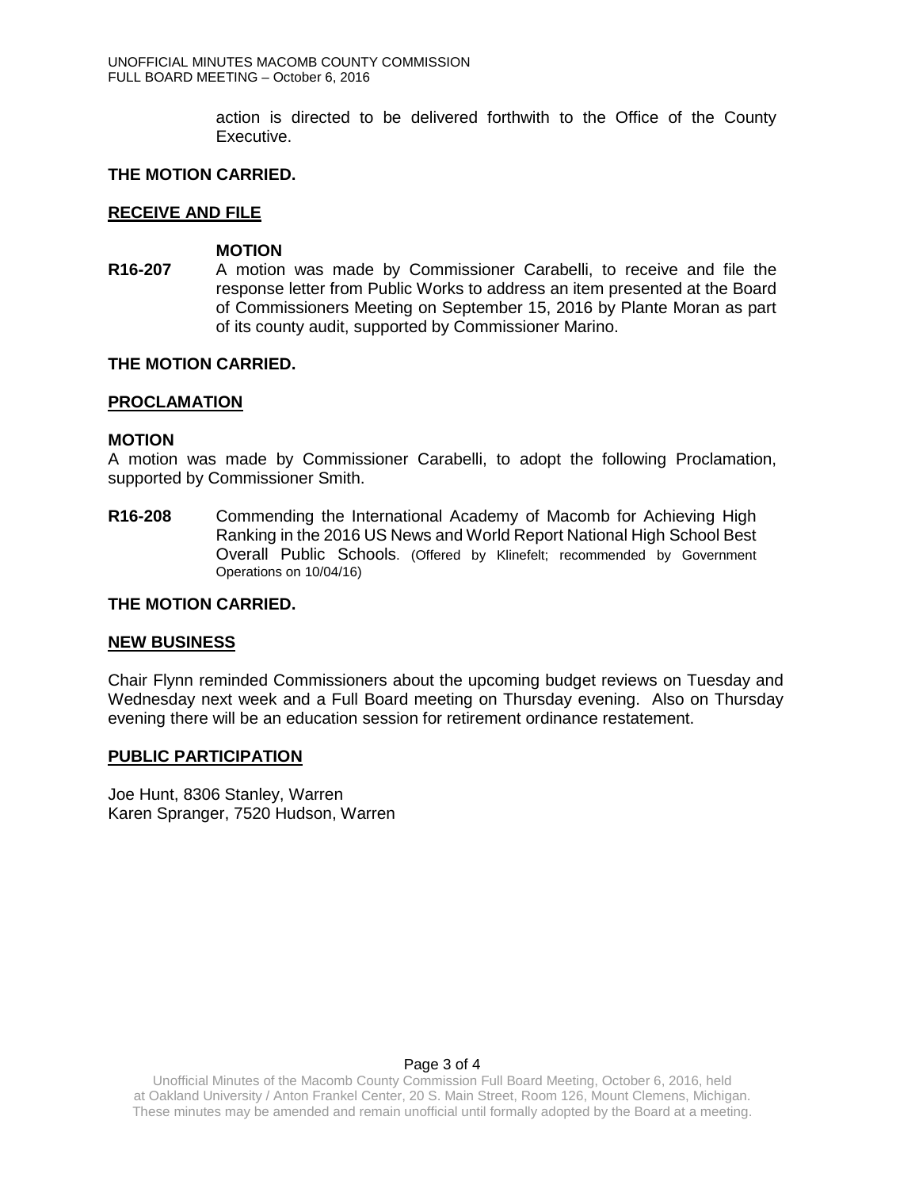action is directed to be delivered forthwith to the Office of the County Executive.

**THE MOTION CARRIED.**

**RECEIVE AND FILE**

**MOTION**

**R16-207** A motion was made by Commissioner Carabelli, to receive and file the response letter from Public Works to address an item presented at the Board of Commissioners Meeting on September 15, 2016 by Plante Moran as part of its county audit, supported by Commissioner Marino.

**THE MOTION CARRIED.**

**PROCLAMATION**

**MOTION**

A motion was made by Commissioner Carabelli, to adopt the following Proclamation, supported by Commissioner Smith.

**R16-208** Commending the International Academy of Macomb for Achieving High Ranking in the 2016 US News and World Report National High School Best Overall Public Schools. (Offered by Klinefelt; recommended by Government Operations on 10/04/16)

**THE MOTION CARRIED.**

**NEW BUSINESS**

Chair Flynn reminded Commissioners about the upcoming budget reviews on Tuesday and Wednesday next week and a Full Board meeting on Thursday evening. Also on Thursday evening there will be an education session for retirement ordinance restatement.

**PUBLIC PARTICIPATION**

Joe Hunt, 8306 Stanley, Warren
Karen Spranger, 7520 Hudson, Warren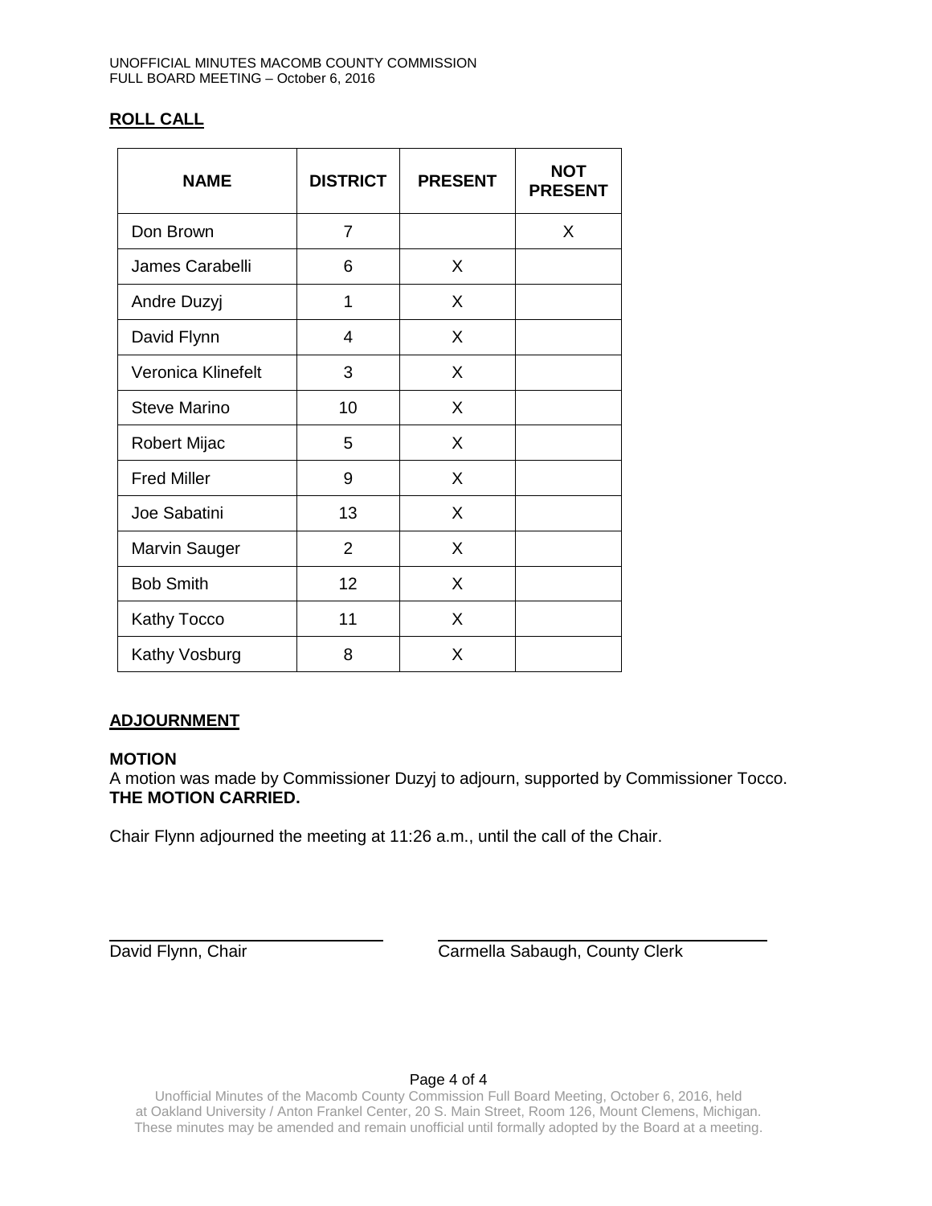## ROLL CALL

| NAME | DISTRICT | PRESENT | NOT PRESENT |
|---|---|---|---|
| Don Brown | 7 | | X |
| James Carabelli | 6 | X | |
| Andre Duzyj | 1 | X | |
| David Flynn | 4 | X | |
| Veronica Klinefelt | 3 | X | |
| Steve Marino | 10 | X | |
| Robert Mijac | 5 | X | |
| Fred Miller | 9 | X | |
| Joe Sabatini | 13 | X | |
| Marvin Sauger | 2 | X | |
| Bob Smith | 12 | X | |
| Kathy Tocco | 11 | X | |
| Kathy Vosburg | 8 | X | |

## ADJOURNMENT

**MOTION**
A motion was made by Commissioner Duzyj to adjourn, supported by Commissioner Tocco.
**THE MOTION CARRIED.**

Chair Flynn adjourned the meeting at 11:26 a.m., until the call of the Chair.

David Flynn, Chair

Carmella Sabaugh, County Clerk

Unofficial Minutes of the Macomb County Commission Full Board Meeting, October 6, 2016, held at Oakland University / Anton Frankel Center, 20 S. Main Street, Room 126, Mount Clemens, Michigan. These minutes may be amended and remain unofficial until formally adopted by the Board at a meeting.